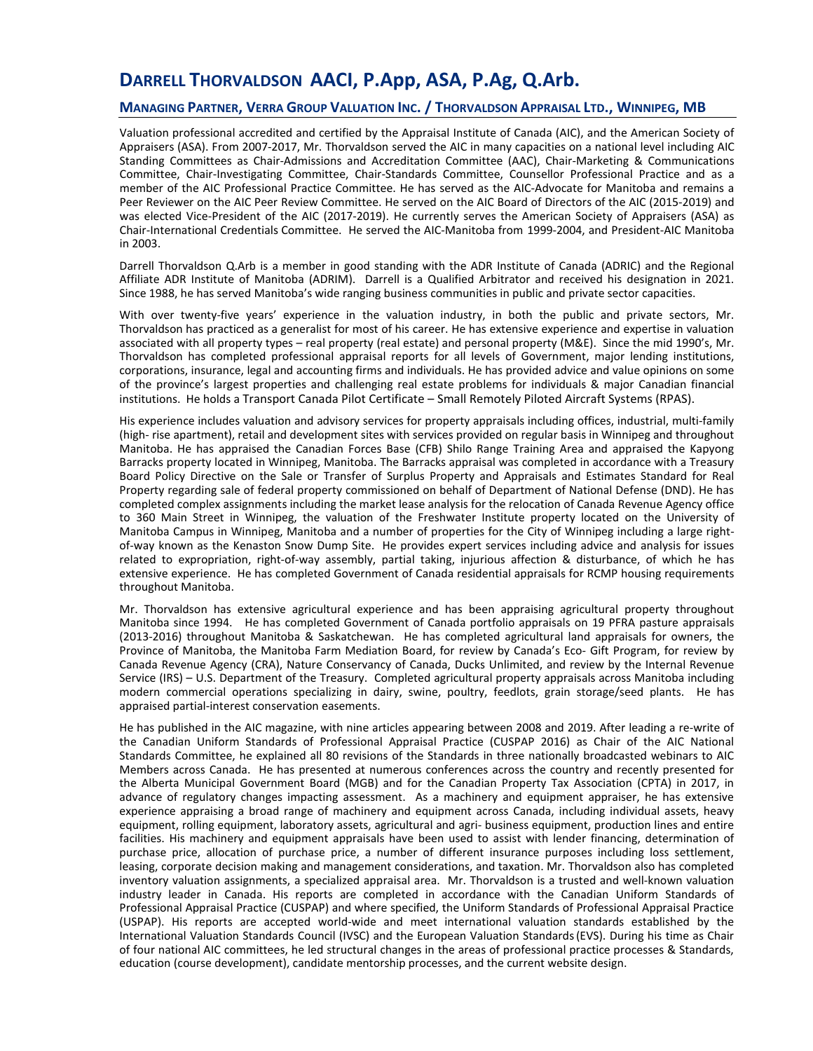# DARRELL THORVALDSON AACI, P.App, ASA, P.Ag, Q.Arb.

## MANAGING PARTNER, VERRA GROUP VALUATION INC. / THORVALDSON APPRAISAL LTD., WINNIPEG, MB

Valuation professional accredited and certified by the Appraisal Institute of Canada (AIC), and the American Society of Appraisers (ASA). From 2007-2017, Mr. Thorvaldson served the AIC in many capacities on a national level including AIC Standing Committees as Chair-Admissions and Accreditation Committee (AAC), Chair-Marketing & Communications Committee, Chair-Investigating Committee, Chair-Standards Committee, Counsellor Professional Practice and as a member of the AIC Professional Practice Committee. He has served as the AIC-Advocate for Manitoba and remains a Peer Reviewer on the AIC Peer Review Committee. He served on the AIC Board of Directors of the AIC (2015-2019) and was elected Vice-President of the AIC (2017-2019). He currently serves the American Society of Appraisers (ASA) as Chair-International Credentials Committee. He served the AIC-Manitoba from 1999-2004, and President-AIC Manitoba in 2003.

Darrell Thorvaldson Q.Arb is a member in good standing with the ADR Institute of Canada (ADRIC) and the Regional Affiliate ADR Institute of Manitoba (ADRIM). Darrell is a Qualified Arbitrator and received his designation in 2021. Since 1988, he has served Manitoba's wide ranging business communities in public and private sector capacities.

With over twenty-five years' experience in the valuation industry, in both the public and private sectors, Mr. Thorvaldson has practiced as a generalist for most of his career. He has extensive experience and expertise in valuation associated with all property types – real property (real estate) and personal property (M&E). Since the mid 1990's, Mr. Thorvaldson has completed professional appraisal reports for all levels of Government, major lending institutions, corporations, insurance, legal and accounting firms and individuals. He has provided advice and value opinions on some of the province's largest properties and challenging real estate problems for individuals & major Canadian financial institutions. He holds a Transport Canada Pilot Certificate – Small Remotely Piloted Aircraft Systems (RPAS).

His experience includes valuation and advisory services for property appraisals including offices, industrial, multi-family (high- rise apartment), retail and development sites with services provided on regular basis in Winnipeg and throughout Manitoba. He has appraised the Canadian Forces Base (CFB) Shilo Range Training Area and appraised the Kapyong Barracks property located in Winnipeg, Manitoba. The Barracks appraisal was completed in accordance with a Treasury Board Policy Directive on the Sale or Transfer of Surplus Property and Appraisals and Estimates Standard for Real Property regarding sale of federal property commissioned on behalf of Department of National Defense (DND). He has completed complex assignments including the market lease analysis for the relocation of Canada Revenue Agency office to 360 Main Street in Winnipeg, the valuation of the Freshwater Institute property located on the University of Manitoba Campus in Winnipeg, Manitoba and a number of properties for the City of Winnipeg including a large right-of-way known as the Kenaston Snow Dump Site. He provides expert services including advice and analysis for issues related to expropriation, right-of-way assembly, partial taking, injurious affection & disturbance, of which he has extensive experience. He has completed Government of Canada residential appraisals for RCMP housing requirements throughout Manitoba.

Mr. Thorvaldson has extensive agricultural experience and has been appraising agricultural property throughout Manitoba since 1994. He has completed Government of Canada portfolio appraisals on 19 PFRA pasture appraisals (2013-2016) throughout Manitoba & Saskatchewan. He has completed agricultural land appraisals for owners, the Province of Manitoba, the Manitoba Farm Mediation Board, for review by Canada's Eco- Gift Program, for review by Canada Revenue Agency (CRA), Nature Conservancy of Canada, Ducks Unlimited, and review by the Internal Revenue Service (IRS) – U.S. Department of the Treasury. Completed agricultural property appraisals across Manitoba including modern commercial operations specializing in dairy, swine, poultry, feedlots, grain storage/seed plants. He has appraised partial-interest conservation easements.

He has published in the AIC magazine, with nine articles appearing between 2008 and 2019. After leading a re-write of the Canadian Uniform Standards of Professional Appraisal Practice (CUSPAP 2016) as Chair of the AIC National Standards Committee, he explained all 80 revisions of the Standards in three nationally broadcasted webinars to AIC Members across Canada. He has presented at numerous conferences across the country and recently presented for the Alberta Municipal Government Board (MGB) and for the Canadian Property Tax Association (CPTA) in 2017, in advance of regulatory changes impacting assessment. As a machinery and equipment appraiser, he has extensive experience appraising a broad range of machinery and equipment across Canada, including individual assets, heavy equipment, rolling equipment, laboratory assets, agricultural and agri- business equipment, production lines and entire facilities. His machinery and equipment appraisals have been used to assist with lender financing, determination of purchase price, allocation of purchase price, a number of different insurance purposes including loss settlement, leasing, corporate decision making and management considerations, and taxation. Mr. Thorvaldson also has completed inventory valuation assignments, a specialized appraisal area. Mr. Thorvaldson is a trusted and well-known valuation industry leader in Canada. His reports are completed in accordance with the Canadian Uniform Standards of Professional Appraisal Practice (CUSPAP) and where specified, the Uniform Standards of Professional Appraisal Practice (USPAP). His reports are accepted world-wide and meet international valuation standards established by the International Valuation Standards Council (IVSC) and the European Valuation Standards (EVS). During his time as Chair of four national AIC committees, he led structural changes in the areas of professional practice processes & Standards, education (course development), candidate mentorship processes, and the current website design.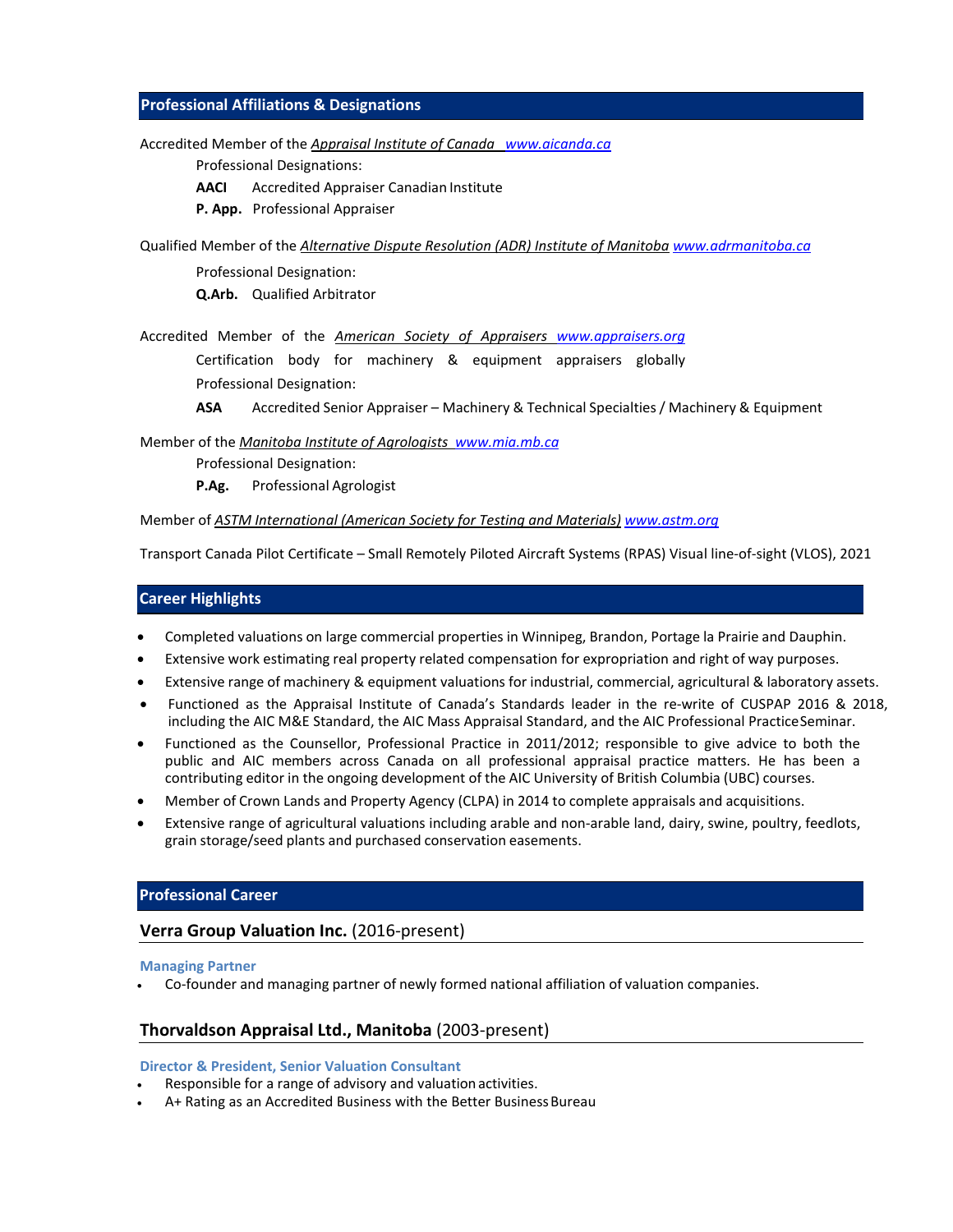## Professional Affiliations & Designations

Accredited Member of the *Appraisal Institute of Canada* www.aicanda.ca

Professional Designations:

**AACI** Accredited Appraiser Canadian Institute

**P. App.** Professional Appraiser

Qualified Member of the *Alternative Dispute Resolution (ADR) Institute of Manitoba* www.adrmanitoba.ca

Professional Designation:

**Q.Arb.** Qualified Arbitrator

Accredited Member of the *American Society of Appraisers* www.appraisers.org

Certification body for machinery & equipment appraisers globally

Professional Designation:

**ASA** Accredited Senior Appraiser – Machinery & Technical Specialties / Machinery & Equipment

Member of the *Manitoba Institute of Agrologists* www.mia.mb.ca

Professional Designation:

**P.Ag.** Professional Agrologist

Member of *ASTM International (American Society for Testing and Materials)* www.astm.org

Transport Canada Pilot Certificate – Small Remotely Piloted Aircraft Systems (RPAS) Visual line-of-sight (VLOS), 2021

## Career Highlights

- Completed valuations on large commercial properties in Winnipeg, Brandon, Portage la Prairie and Dauphin.
- Extensive work estimating real property related compensation for expropriation and right of way purposes.
- Extensive range of machinery & equipment valuations for industrial, commercial, agricultural & laboratory assets.
- Functioned as the Appraisal Institute of Canada's Standards leader in the re-write of CUSPAP 2016 & 2018, including the AIC M&E Standard, the AIC Mass Appraisal Standard, and the AIC Professional Practice Seminar.
- Functioned as the Counsellor, Professional Practice in 2011/2012; responsible to give advice to both the public and AIC members across Canada on all professional appraisal practice matters. He has been a contributing editor in the ongoing development of the AIC University of British Columbia (UBC) courses.
- Member of Crown Lands and Property Agency (CLPA) in 2014 to complete appraisals and acquisitions.
- Extensive range of agricultural valuations including arable and non-arable land, dairy, swine, poultry, feedlots, grain storage/seed plants and purchased conservation easements.

## Professional Career

### **Verra Group Valuation Inc.** (2016-present)

**Managing Partner**

- Co-founder and managing partner of newly formed national affiliation of valuation companies.

### **Thorvaldson Appraisal Ltd., Manitoba** (2003-present)

**Director & President, Senior Valuation Consultant**

- Responsible for a range of advisory and valuation activities.
- A+ Rating as an Accredited Business with the Better Business Bureau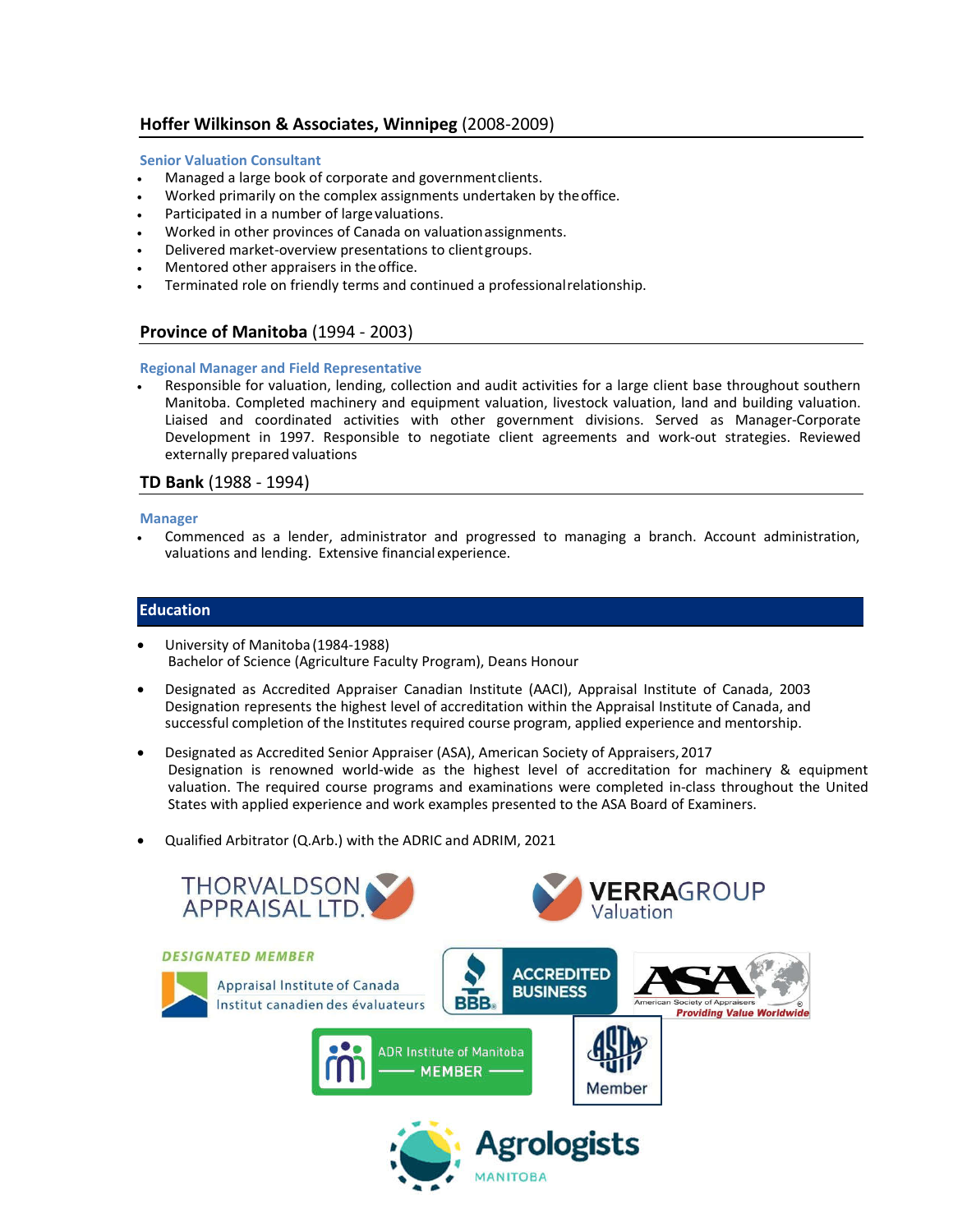## Hoffer Wilkinson & Associates, Winnipeg (2008-2009)

**Senior Valuation Consultant**

- Managed a large book of corporate and government clients.
- Worked primarily on the complex assignments undertaken by the office.
- Participated in a number of large valuations.
- Worked in other provinces of Canada on valuation assignments.
- Delivered market-overview presentations to client groups.
- Mentored other appraisers in the office.
- Terminated role on friendly terms and continued a professional relationship.

## Province of Manitoba (1994 - 2003)

**Regional Manager and Field Representative**

- Responsible for valuation, lending, collection and audit activities for a large client base throughout southern Manitoba. Completed machinery and equipment valuation, livestock valuation, land and building valuation. Liaised and coordinated activities with other government divisions. Served as Manager-Corporate Development in 1997. Responsible to negotiate client agreements and work-out strategies. Reviewed externally prepared valuations

## TD Bank (1988 - 1994)

**Manager**

- Commenced as a lender, administrator and progressed to managing a branch. Account administration, valuations and lending. Extensive financial experience.

## Education

- University of Manitoba (1984-1988)
  Bachelor of Science (Agriculture Faculty Program), Deans Honour

- Designated as Accredited Appraiser Canadian Institute (AACI), Appraisal Institute of Canada, 2003
  Designation represents the highest level of accreditation within the Appraisal Institute of Canada, and successful completion of the Institutes required course program, applied experience and mentorship.

- Designated as Accredited Senior Appraiser (ASA), American Society of Appraisers, 2017
  Designation is renowned world-wide as the highest level of accreditation for machinery & equipment valuation. The required course programs and examinations were completed in-class throughout the United States with applied experience and work examples presented to the ASA Board of Examiners.

- Qualified Arbitrator (Q.Arb.) with the ADRIC and ADRIM, 2021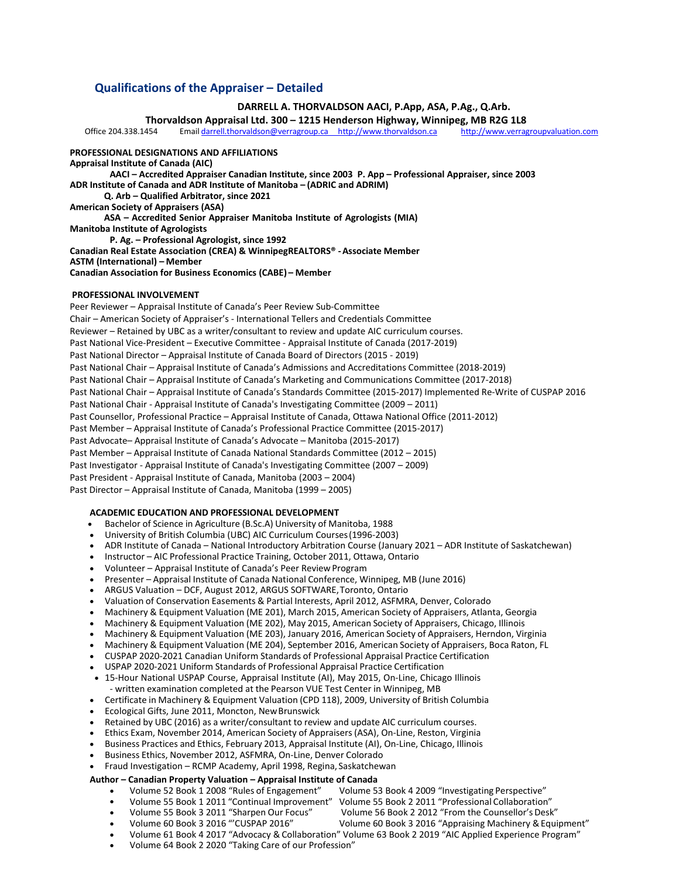## Qualifications of the Appraiser – Detailed

**DARRELL A. THORVALDSON AACI, P.App, ASA, P.Ag., Q.Arb.**

**Thorvaldson Appraisal Ltd. 300 – 1215 Henderson Highway, Winnipeg, MB R2G 1L8**

Office 204.338.1454 Email darrell.thorvaldson@verragroup.ca http://www.thorvaldson.ca http://www.verragroupvaluation.com

**PROFESSIONAL DESIGNATIONS AND AFFILIATIONS**

**Appraisal Institute of Canada (AIC)**

**AACI – Accredited Appraiser Canadian Institute, since 2003 P. App – Professional Appraiser, since 2003**

**ADR Institute of Canada and ADR Institute of Manitoba – (ADRIC and ADRIM)**

**Q. Arb – Qualified Arbitrator, since 2021**

**American Society of Appraisers (ASA)**

**ASA – Accredited Senior Appraiser Manitoba Institute of Agrologists (MIA)**

**Manitoba Institute of Agrologists**

**P. Ag. – Professional Agrologist, since 1992**

**Canadian Real Estate Association (CREA) & WinnipegREALTORS® - Associate Member**

**ASTM (International) – Member**

**Canadian Association for Business Economics (CABE) – Member**

**PROFESSIONAL INVOLVEMENT**

Peer Reviewer – Appraisal Institute of Canada's Peer Review Sub-Committee
Chair – American Society of Appraiser's - International Tellers and Credentials Committee
Reviewer – Retained by UBC as a writer/consultant to review and update AIC curriculum courses.
Past National Vice-President – Executive Committee - Appraisal Institute of Canada (2017-2019)
Past National Director – Appraisal Institute of Canada Board of Directors (2015 - 2019)
Past National Chair – Appraisal Institute of Canada's Admissions and Accreditations Committee (2018-2019)
Past National Chair – Appraisal Institute of Canada's Marketing and Communications Committee (2017-2018)
Past National Chair – Appraisal Institute of Canada's Standards Committee (2015-2017) Implemented Re-Write of CUSPAP 2016
Past National Chair - Appraisal Institute of Canada's Investigating Committee (2009 – 2011)
Past Counsellor, Professional Practice – Appraisal Institute of Canada, Ottawa National Office (2011-2012)
Past Member – Appraisal Institute of Canada's Professional Practice Committee (2015-2017)
Past Advocate– Appraisal Institute of Canada's Advocate – Manitoba (2015-2017)
Past Member – Appraisal Institute of Canada National Standards Committee (2012 – 2015)
Past Investigator - Appraisal Institute of Canada's Investigating Committee (2007 – 2009)
Past President - Appraisal Institute of Canada, Manitoba (2003 – 2004)
Past Director – Appraisal Institute of Canada, Manitoba (1999 – 2005)

**ACADEMIC EDUCATION AND PROFESSIONAL DEVELOPMENT**

- Bachelor of Science in Agriculture (B.Sc.A) University of Manitoba, 1988
- University of British Columbia (UBC) AIC Curriculum Courses (1996-2003)
- ADR Institute of Canada – National Introductory Arbitration Course (January 2021 – ADR Institute of Saskatchewan)
- Instructor – AIC Professional Practice Training, October 2011, Ottawa, Ontario
- Volunteer – Appraisal Institute of Canada's Peer Review Program
- Presenter – Appraisal Institute of Canada National Conference, Winnipeg, MB (June 2016)
- ARGUS Valuation – DCF, August 2012, ARGUS SOFTWARE, Toronto, Ontario
- Valuation of Conservation Easements & Partial Interests, April 2012, ASFMRA, Denver, Colorado
- Machinery & Equipment Valuation (ME 201), March 2015, American Society of Appraisers, Atlanta, Georgia
- Machinery & Equipment Valuation (ME 202), May 2015, American Society of Appraisers, Chicago, Illinois
- Machinery & Equipment Valuation (ME 203), January 2016, American Society of Appraisers, Herndon, Virginia
- Machinery & Equipment Valuation (ME 204), September 2016, American Society of Appraisers, Boca Raton, FL
- CUSPAP 2020-2021 Canadian Uniform Standards of Professional Appraisal Practice Certification
- USPAP 2020-2021 Uniform Standards of Professional Appraisal Practice Certification
- 15-Hour National USPAP Course, Appraisal Institute (AI), May 2015, On-Line, Chicago Illinois
  - written examination completed at the Pearson VUE Test Center in Winnipeg, MB
- Certificate in Machinery & Equipment Valuation (CPD 118), 2009, University of British Columbia
- Ecological Gifts, June 2011, Moncton, New Brunswick
- Retained by UBC (2016) as a writer/consultant to review and update AIC curriculum courses.
- Ethics Exam, November 2014, American Society of Appraisers (ASA), On-Line, Reston, Virginia
- Business Practices and Ethics, February 2013, Appraisal Institute (AI), On-Line, Chicago, Illinois
- Business Ethics, November 2012, ASFMRA, On-Line, Denver Colorado
- Fraud Investigation – RCMP Academy, April 1998, Regina, Saskatchewan

**Author – Canadian Property Valuation – Appraisal Institute of Canada**

- Volume 52 Book 1 2008 "Rules of Engagement"
- Volume 53 Book 4 2009 "Investigating Perspective"
- Volume 55 Book 1 2011 "Continual Improvement"
- Volume 55 Book 2 2011 "Professional Collaboration"
- Volume 55 Book 3 2011 "Sharpen Our Focus"
- Volume 56 Book 2 2012 "From the Counsellor's Desk"
- Volume 60 Book 3 2016 "'CUSPAP 2016"
- Volume 60 Book 3 2016 "Appraising Machinery & Equipment"
- Volume 61 Book 4 2017 "Advocacy & Collaboration"
- Volume 63 Book 2 2019 "AIC Applied Experience Program"
- Volume 64 Book 2 2020 "Taking Care of our Profession"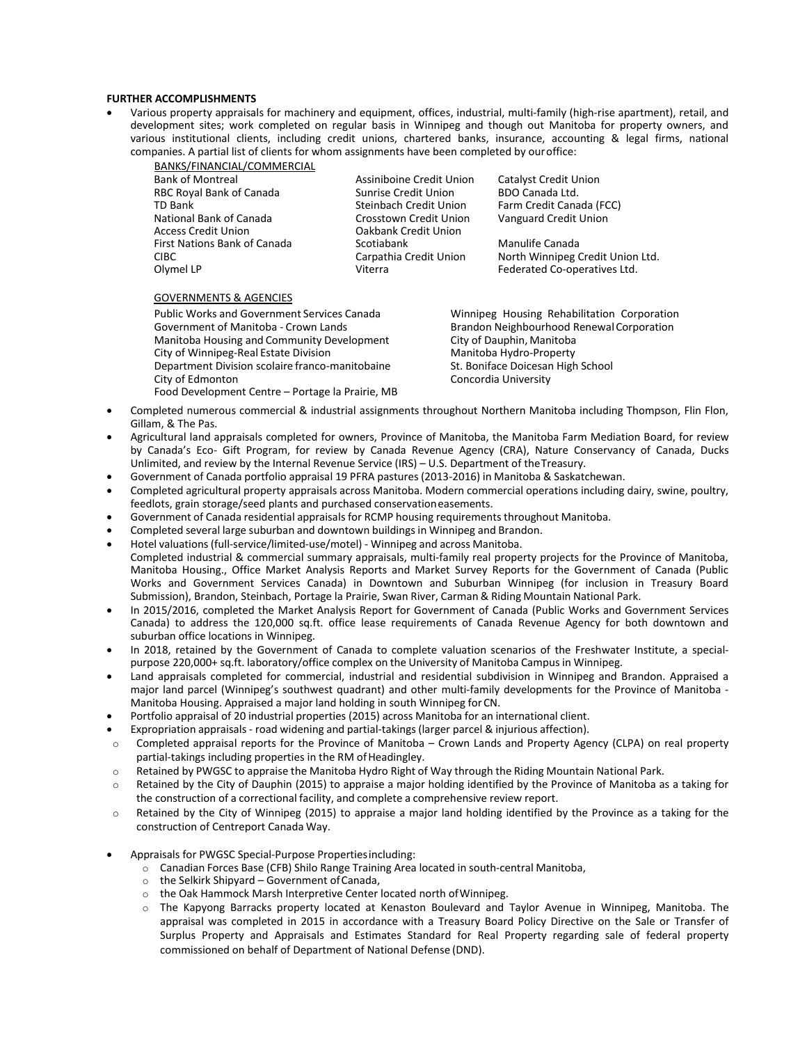**FURTHER ACCOMPLISHMENTS**

- Various property appraisals for machinery and equipment, offices, industrial, multi-family (high-rise apartment), retail, and development sites; work completed on regular basis in Winnipeg and though out Manitoba for property owners, and various institutional clients, including credit unions, chartered banks, insurance, accounting & legal firms, national companies. A partial list of clients for whom assignments have been completed by our office:

  BANKS/FINANCIAL/COMMERCIAL

  | | | |
  |---|---|---|
  | Bank of Montreal | Assiniboine Credit Union | Catalyst Credit Union |
  | RBC Royal Bank of Canada | Sunrise Credit Union | BDO Canada Ltd. |
  | TD Bank | Steinbach Credit Union | Farm Credit Canada (FCC) |
  | National Bank of Canada | Crosstown Credit Union | Vanguard Credit Union |
  | Access Credit Union | Oakbank Credit Union | |
  | First Nations Bank of Canada | Scotiabank | Manulife Canada |
  | CIBC | Carpathia Credit Union | North Winnipeg Credit Union Ltd. |
  | Olymel LP | Viterra | Federated Co-operatives Ltd. |

  GOVERNMENTS & AGENCIES

  | | |
  |---|---|
  | Public Works and Government Services Canada | Winnipeg Housing Rehabilitation Corporation |
  | Government of Manitoba - Crown Lands | Brandon Neighbourhood Renewal Corporation |
  | Manitoba Housing and Community Development | City of Dauphin, Manitoba |
  | City of Winnipeg-Real Estate Division | Manitoba Hydro-Property |
  | Department Division scolaire franco-manitobaine | St. Boniface Doicesan High School |
  | City of Edmonton | Concordia University |
  | Food Development Centre – Portage la Prairie, MB | |

- Completed numerous commercial & industrial assignments throughout Northern Manitoba including Thompson, Flin Flon, Gillam, & The Pas.
- Agricultural land appraisals completed for owners, Province of Manitoba, the Manitoba Farm Mediation Board, for review by Canada's Eco- Gift Program, for review by Canada Revenue Agency (CRA), Nature Conservancy of Canada, Ducks Unlimited, and review by the Internal Revenue Service (IRS) – U.S. Department of the Treasury.
- Government of Canada portfolio appraisal 19 PFRA pastures (2013-2016) in Manitoba & Saskatchewan.
- Completed agricultural property appraisals across Manitoba. Modern commercial operations including dairy, swine, poultry, feedlots, grain storage/seed plants and purchased conservation easements.
- Government of Canada residential appraisals for RCMP housing requirements throughout Manitoba.
- Completed several large suburban and downtown buildings in Winnipeg and Brandon.
- Hotel valuations (full-service/limited-use/motel) - Winnipeg and across Manitoba.
  Completed industrial & commercial summary appraisals, multi-family real property projects for the Province of Manitoba, Manitoba Housing., Office Market Analysis Reports and Market Survey Reports for the Government of Canada (Public Works and Government Services Canada) in Downtown and Suburban Winnipeg (for inclusion in Treasury Board Submission), Brandon, Steinbach, Portage la Prairie, Swan River, Carman & Riding Mountain National Park.
- In 2015/2016, completed the Market Analysis Report for Government of Canada (Public Works and Government Services Canada) to address the 120,000 sq.ft. office lease requirements of Canada Revenue Agency for both downtown and suburban office locations in Winnipeg.
- In 2018, retained by the Government of Canada to complete valuation scenarios of the Freshwater Institute, a special-purpose 220,000+ sq.ft. laboratory/office complex on the University of Manitoba Campus in Winnipeg.
- Land appraisals completed for commercial, industrial and residential subdivision in Winnipeg and Brandon. Appraised a major land parcel (Winnipeg's southwest quadrant) and other multi-family developments for the Province of Manitoba - Manitoba Housing. Appraised a major land holding in south Winnipeg for CN.
- Portfolio appraisal of 20 industrial properties (2015) across Manitoba for an international client.
- Expropriation appraisals - road widening and partial-takings (larger parcel & injurious affection).
  - Completed appraisal reports for the Province of Manitoba – Crown Lands and Property Agency (CLPA) on real property partial-takings including properties in the RM of Headingley.
  - Retained by PWGSC to appraise the Manitoba Hydro Right of Way through the Riding Mountain National Park.
  - Retained by the City of Dauphin (2015) to appraise a major holding identified by the Province of Manitoba as a taking for the construction of a correctional facility, and complete a comprehensive review report.
  - Retained by the City of Winnipeg (2015) to appraise a major land holding identified by the Province as a taking for the construction of Centreport Canada Way.

- Appraisals for PWGSC Special-Purpose Properties including:
  - Canadian Forces Base (CFB) Shilo Range Training Area located in south-central Manitoba,
  - the Selkirk Shipyard – Government of Canada,
  - the Oak Hammock Marsh Interpretive Center located north of Winnipeg.
  - The Kapyong Barracks property located at Kenaston Boulevard and Taylor Avenue in Winnipeg, Manitoba. The appraisal was completed in 2015 in accordance with a Treasury Board Policy Directive on the Sale or Transfer of Surplus Property and Appraisals and Estimates Standard for Real Property regarding sale of federal property commissioned on behalf of Department of National Defense (DND).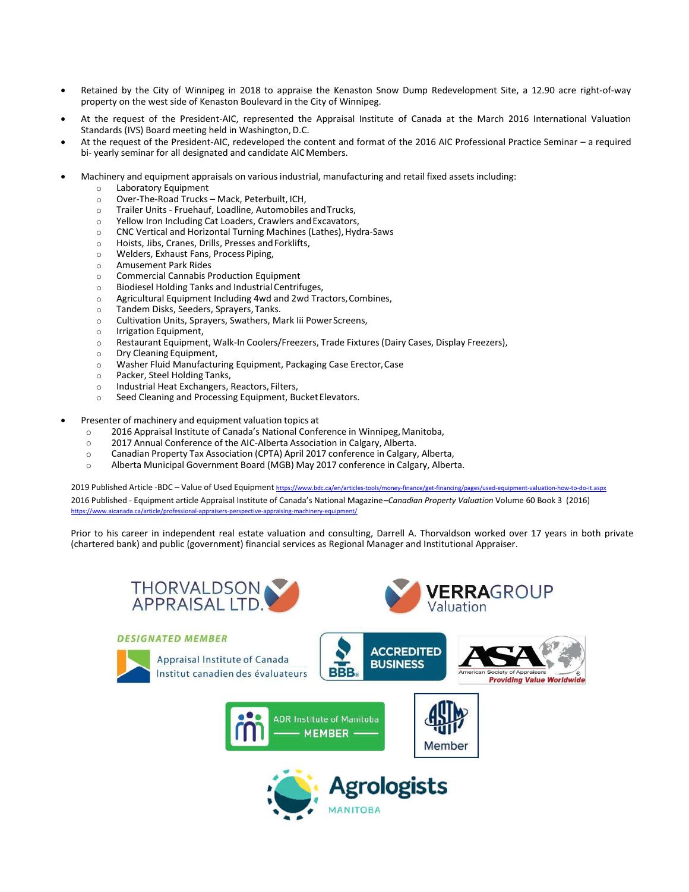- Retained by the City of Winnipeg in 2018 to appraise the Kenaston Snow Dump Redevelopment Site, a 12.90 acre right-of-way property on the west side of Kenaston Boulevard in the City of Winnipeg.
- At the request of the President-AIC, represented the Appraisal Institute of Canada at the March 2016 International Valuation Standards (IVS) Board meeting held in Washington, D.C.
- At the request of the President-AIC, redeveloped the content and format of the 2016 AIC Professional Practice Seminar – a required bi- yearly seminar for all designated and candidate AIC Members.
- Machinery and equipment appraisals on various industrial, manufacturing and retail fixed assets including:
  - Laboratory Equipment
  - Over-The-Road Trucks – Mack, Peterbuilt, ICH,
  - Trailer Units - Fruehauf, Loadline, Automobiles and Trucks,
  - Yellow Iron Including Cat Loaders, Crawlers and Excavators,
  - CNC Vertical and Horizontal Turning Machines (Lathes), Hydra-Saws
  - Hoists, Jibs, Cranes, Drills, Presses and Forklifts,
  - Welders, Exhaust Fans, Process Piping,
  - Amusement Park Rides
  - Commercial Cannabis Production Equipment
  - Biodiesel Holding Tanks and Industrial Centrifuges,
  - Agricultural Equipment Including 4wd and 2wd Tractors, Combines,
  - Tandem Disks, Seeders, Sprayers, Tanks.
  - Cultivation Units, Sprayers, Swathers, Mark Iii Power Screens,
  - Irrigation Equipment,
  - Restaurant Equipment, Walk-In Coolers/Freezers, Trade Fixtures (Dairy Cases, Display Freezers),
  - Dry Cleaning Equipment,
  - Washer Fluid Manufacturing Equipment, Packaging Case Erector, Case
  - Packer, Steel Holding Tanks,
  - Industrial Heat Exchangers, Reactors, Filters,
  - Seed Cleaning and Processing Equipment, Bucket Elevators.
- Presenter of machinery and equipment valuation topics at
  - 2016 Appraisal Institute of Canada's National Conference in Winnipeg, Manitoba,
  - 2017 Annual Conference of the AIC-Alberta Association in Calgary, Alberta.
  - Canadian Property Tax Association (CPTA) April 2017 conference in Calgary, Alberta,
  - Alberta Municipal Government Board (MGB) May 2017 conference in Calgary, Alberta.

2019 Published Article -BDC – Value of Used Equipment https://www.bdc.ca/en/articles-tools/money-finance/get-financing/pages/used-equipment-valuation-how-to-do-it.aspx

2016 Published - Equipment article Appraisal Institute of Canada's National Magazine–*Canadian Property Valuation* Volume 60 Book 3 (2016) https://www.aicanada.ca/article/professional-appraisers-perspective-appraising-machinery-equipment/

Prior to his career in independent real estate valuation and consulting, Darrell A. Thorvaldson worked over 17 years in both private (chartered bank) and public (government) financial services as Regional Manager and Institutional Appraiser.

THORVALDSON APPRAISAL LTD.

VERRAGROUP Valuation

DESIGNATED MEMBER
Appraisal Institute of Canada
Institut canadien des évaluateurs

BBB ACCREDITED BUSINESS

ASA American Society of Appraisers
Providing Value Worldwide

ADR Institute of Manitoba MEMBER

ASTM Member

Agrologists MANITOBA